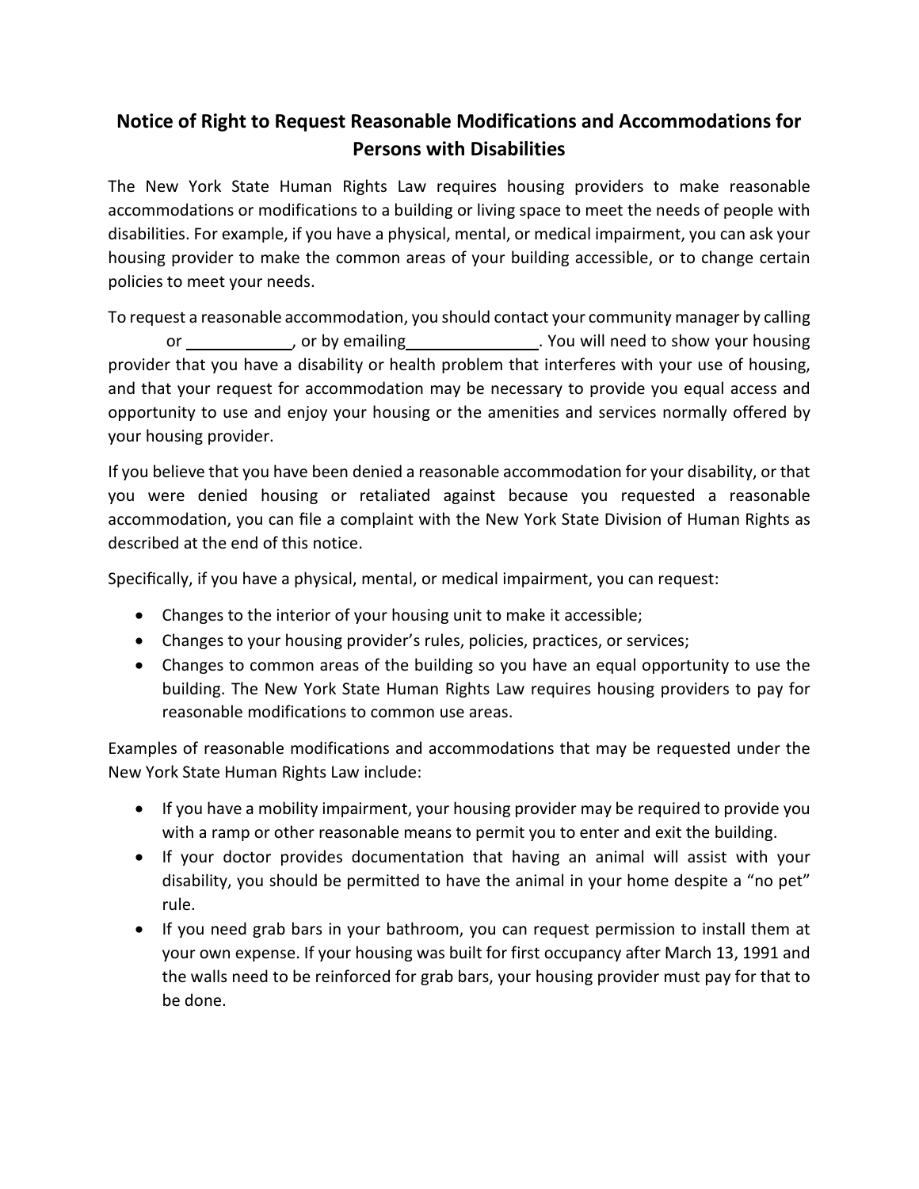# Notice of Right to Request Reasonable Modifications and Accommodations for Persons with Disabilities

The New York State Human Rights Law requires housing providers to make reasonable accommodations or modifications to a building or living space to meet the needs of people with disabilities. For example, if you have a physical, mental, or medical impairment, you can ask your housing provider to make the common areas of your building accessible, or to change certain policies to meet your needs.

To request a reasonable accommodation, you should contact your community manager by calling ________ or ____________, or by emailing _______________. You will need to show your housing provider that you have a disability or health problem that interferes with your use of housing, and that your request for accommodation may be necessary to provide you equal access and opportunity to use and enjoy your housing or the amenities and services normally offered by your housing provider.

If you believe that you have been denied a reasonable accommodation for your disability, or that you were denied housing or retaliated against because you requested a reasonable accommodation, you can file a complaint with the New York State Division of Human Rights as described at the end of this notice.

Specifically, if you have a physical, mental, or medical impairment, you can request:

- Changes to the interior of your housing unit to make it accessible;
- Changes to your housing provider's rules, policies, practices, or services;
- Changes to common areas of the building so you have an equal opportunity to use the building. The New York State Human Rights Law requires housing providers to pay for reasonable modifications to common use areas.

Examples of reasonable modifications and accommodations that may be requested under the New York State Human Rights Law include:

- If you have a mobility impairment, your housing provider may be required to provide you with a ramp or other reasonable means to permit you to enter and exit the building.
- If your doctor provides documentation that having an animal will assist with your disability, you should be permitted to have the animal in your home despite a "no pet" rule.
- If you need grab bars in your bathroom, you can request permission to install them at your own expense. If your housing was built for first occupancy after March 13, 1991 and the walls need to be reinforced for grab bars, your housing provider must pay for that to be done.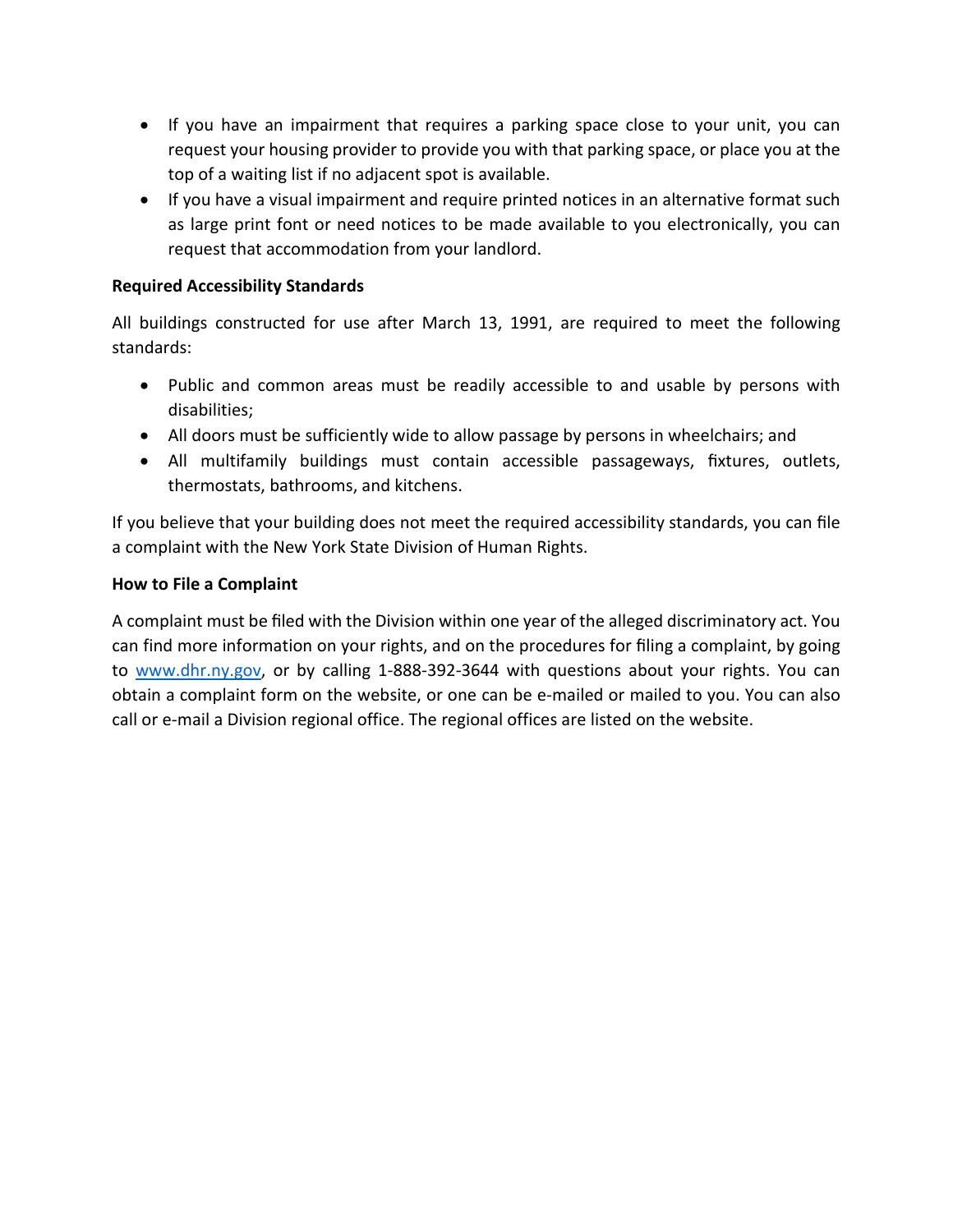- If you have an impairment that requires a parking space close to your unit, you can request your housing provider to provide you with that parking space, or place you at the top of a waiting list if no adjacent spot is available.
- If you have a visual impairment and require printed notices in an alternative format such as large print font or need notices to be made available to you electronically, you can request that accommodation from your landlord.

**Required Accessibility Standards**

All buildings constructed for use after March 13, 1991, are required to meet the following standards:

- Public and common areas must be readily accessible to and usable by persons with disabilities;
- All doors must be sufficiently wide to allow passage by persons in wheelchairs; and
- All multifamily buildings must contain accessible passageways, fixtures, outlets, thermostats, bathrooms, and kitchens.

If you believe that your building does not meet the required accessibility standards, you can file a complaint with the New York State Division of Human Rights.

**How to File a Complaint**

A complaint must be filed with the Division within one year of the alleged discriminatory act. You can find more information on your rights, and on the procedures for filing a complaint, by going to [www.dhr.ny.gov](http://www.dhr.ny.gov), or by calling 1-888-392-3644 with questions about your rights. You can obtain a complaint form on the website, or one can be e-mailed or mailed to you. You can also call or e-mail a Division regional office. The regional offices are listed on the website.